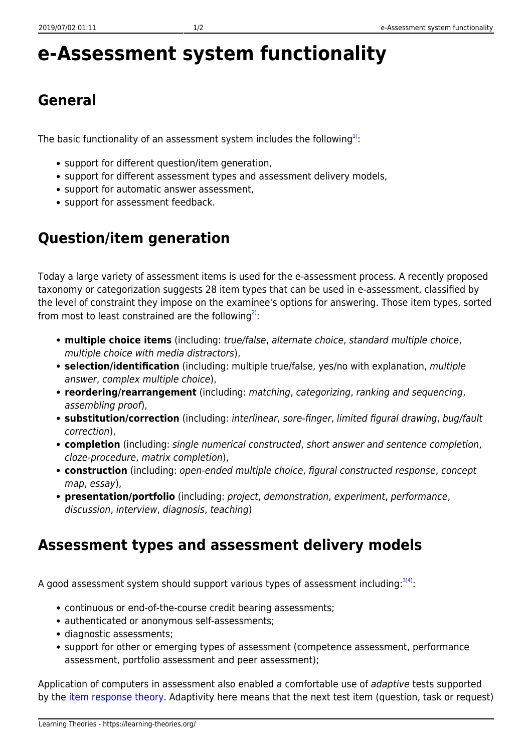# e-Assessment system functionality

## General

The basic functionality of an assessment system includes the following[1]:

- support for different question/item generation,
- support for different assessment types and assessment delivery models,
- support for automatic answer assessment,
- support for assessment feedback.

## Question/item generation

Today a large variety of assessment items is used for the e-assessment process. A recently proposed taxonomy or categorization suggests 28 item types that can be used in e-assessment, classified by the level of constraint they impose on the examinee's options for answering. Those item types, sorted from most to least constrained are the following[2]:

- **multiple choice items** (including: *true/false*, *alternate choice*, *standard multiple choice*, *multiple choice with media distractors*),
- **selection/identification** (including: multiple true/false, yes/no with explanation, *multiple answer*, *complex multiple choice*),
- **reordering/rearrangement** (including: *matching*, *categorizing*, *ranking and sequencing*, *assembling proof*),
- **substitution/correction** (including: *interlinear*, *sore-finger*, *limited figural drawing*, *bug/fault correction*),
- **completion** (including: *single numerical constructed*, *short answer and sentence completion*, *cloze-procedure*, *matrix completion*),
- **construction** (including: *open-ended multiple choice*, *figural constructed response*, *concept map*, *essay*),
- **presentation/portfolio** (including: *project*, *demonstration*, *experiment*, *performance*, *discussion*, *interview*, *diagnosis*, *teaching*)

## Assessment types and assessment delivery models

A good assessment system should support various types of assessment including:[3][4]:

- continuous or end-of-the-course credit bearing assessments;
- authenticated or anonymous self-assessments;
- diagnostic assessments;
- support for other or emerging types of assessment (competence assessment, performance assessment, portfolio assessment and peer assessment);

Application of computers in assessment also enabled a comfortable use of *adaptive* tests supported by the item response theory. Adaptivity here means that the next test item (question, task or request)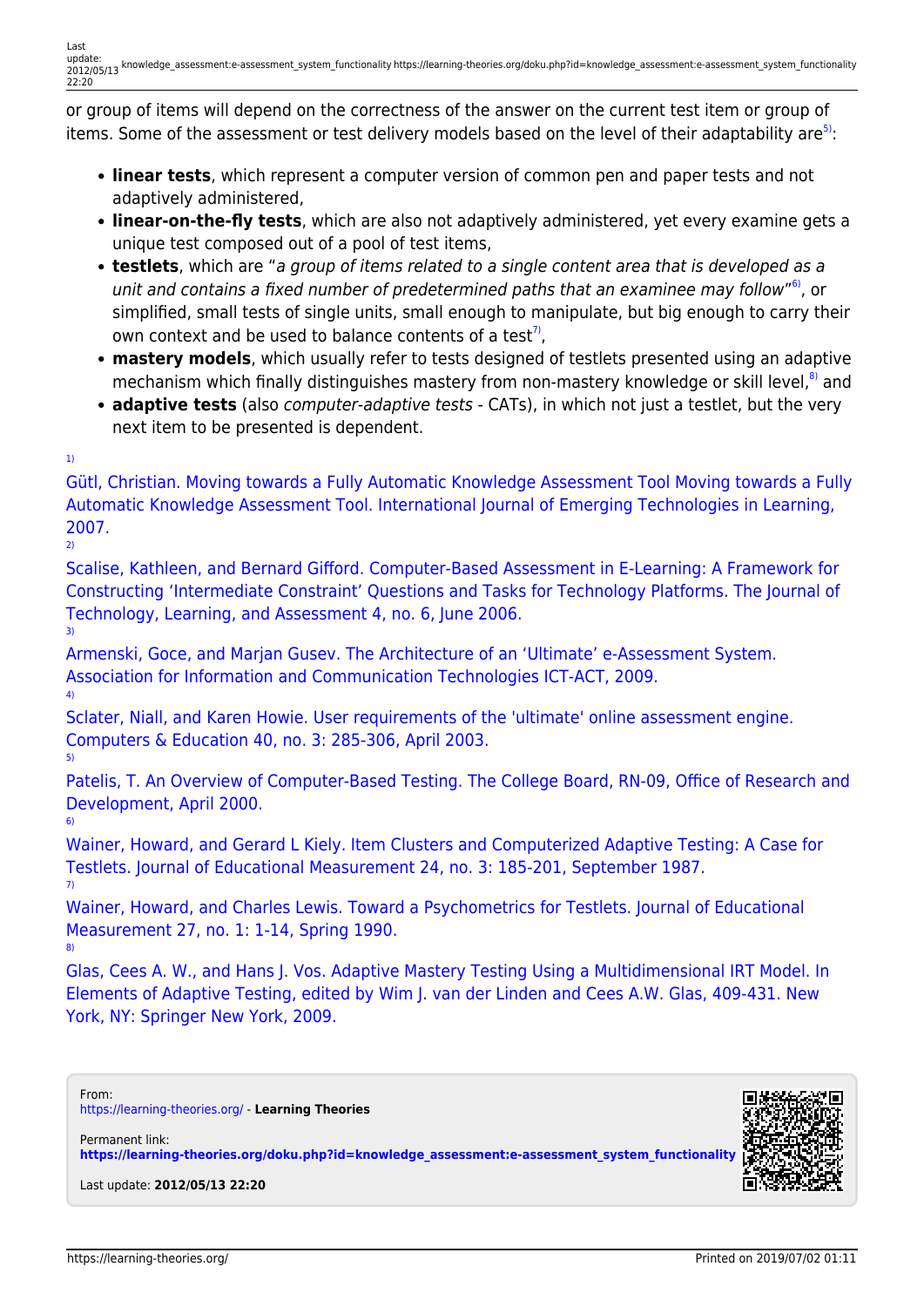or group of items will depend on the correctness of the answer on the current test item or group of items. Some of the assessment or test delivery models based on the level of their adaptability are[5]:

- **linear tests**, which represent a computer version of common pen and paper tests and not adaptively administered,
- **linear-on-the-fly tests**, which are also not adaptively administered, yet every examine gets a unique test composed out of a pool of test items,
- **testlets**, which are "*a group of items related to a single content area that is developed as a unit and contains a fixed number of predetermined paths that an examinee may follow*"[6], or simplified, small tests of single units, small enough to manipulate, but big enough to carry their own context and be used to balance contents of a test[7],
- **mastery models**, which usually refer to tests designed of testlets presented using an adaptive mechanism which finally distinguishes mastery from non-mastery knowledge or skill level,[8] and
- **adaptive tests** (also *computer-adaptive tests* - CATs), in which not just a testlet, but the very next item to be presented is dependent.

1) Gütl, Christian. Moving towards a Fully Automatic Knowledge Assessment Tool Moving towards a Fully Automatic Knowledge Assessment Tool. International Journal of Emerging Technologies in Learning, 2007.

2) Scalise, Kathleen, and Bernard Gifford. Computer-Based Assessment in E-Learning: A Framework for Constructing 'Intermediate Constraint' Questions and Tasks for Technology Platforms. The Journal of Technology, Learning, and Assessment 4, no. 6, June 2006.

3) Armenski, Goce, and Marjan Gusev. The Architecture of an 'Ultimate' e-Assessment System. Association for Information and Communication Technologies ICT-ACT, 2009.

4) Sclater, Niall, and Karen Howie. User requirements of the 'ultimate' online assessment engine. Computers & Education 40, no. 3: 285-306, April 2003.

5) Patelis, T. An Overview of Computer-Based Testing. The College Board, RN-09, Office of Research and Development, April 2000.

6) Wainer, Howard, and Gerard L Kiely. Item Clusters and Computerized Adaptive Testing: A Case for Testlets. Journal of Educational Measurement 24, no. 3: 185-201, September 1987.

7) Wainer, Howard, and Charles Lewis. Toward a Psychometrics for Testlets. Journal of Educational Measurement 27, no. 1: 1-14, Spring 1990.

8) Glas, Cees A. W., and Hans J. Vos. Adaptive Mastery Testing Using a Multidimensional IRT Model. In Elements of Adaptive Testing, edited by Wim J. van der Linden and Cees A.W. Glas, 409-431. New York, NY: Springer New York, 2009.

From:
https://learning-theories.org/ - **Learning Theories**

Permanent link:
**https://learning-theories.org/doku.php?id=knowledge_assessment:e-assessment_system_functionality**

Last update: **2012/05/13 22:20**